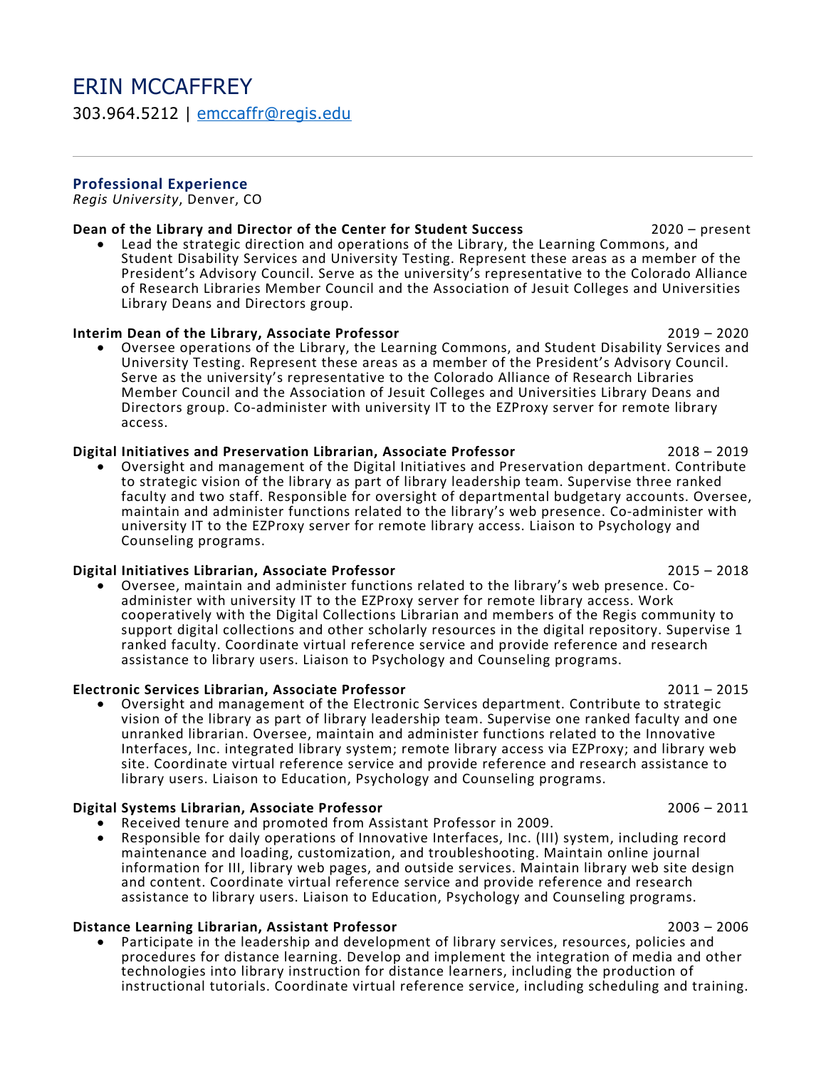# ERIN MCCAFFREY

303.964.5212 | emccaffr@regis.edu

---

## Professional Experience

*Regis University*, Denver, CO

**Dean of the Library and Director of the Center for Student Success** 2020 – present

- Lead the strategic direction and operations of the Library, the Learning Commons, and Student Disability Services and University Testing. Represent these areas as a member of the President's Advisory Council. Serve as the university's representative to the Colorado Alliance of Research Libraries Member Council and the Association of Jesuit Colleges and Universities Library Deans and Directors group.

**Interim Dean of the Library, Associate Professor** 2019 – 2020

- Oversee operations of the Library, the Learning Commons, and Student Disability Services and University Testing. Represent these areas as a member of the President's Advisory Council. Serve as the university's representative to the Colorado Alliance of Research Libraries Member Council and the Association of Jesuit Colleges and Universities Library Deans and Directors group. Co-administer with university IT to the EZProxy server for remote library access.

**Digital Initiatives and Preservation Librarian, Associate Professor** 2018 – 2019

- Oversight and management of the Digital Initiatives and Preservation department. Contribute to strategic vision of the library as part of library leadership team. Supervise three ranked faculty and two staff. Responsible for oversight of departmental budgetary accounts. Oversee, maintain and administer functions related to the library's web presence. Co-administer with university IT to the EZProxy server for remote library access. Liaison to Psychology and Counseling programs.

**Digital Initiatives Librarian, Associate Professor** 2015 – 2018

- Oversee, maintain and administer functions related to the library's web presence. Co-administer with university IT to the EZProxy server for remote library access. Work cooperatively with the Digital Collections Librarian and members of the Regis community to support digital collections and other scholarly resources in the digital repository. Supervise 1 ranked faculty. Coordinate virtual reference service and provide reference and research assistance to library users. Liaison to Psychology and Counseling programs.

**Electronic Services Librarian, Associate Professor** 2011 – 2015

- Oversight and management of the Electronic Services department. Contribute to strategic vision of the library as part of library leadership team. Supervise one ranked faculty and one unranked librarian. Oversee, maintain and administer functions related to the Innovative Interfaces, Inc. integrated library system; remote library access via EZProxy; and library web site. Coordinate virtual reference service and provide reference and research assistance to library users. Liaison to Education, Psychology and Counseling programs.

**Digital Systems Librarian, Associate Professor** 2006 – 2011

- Received tenure and promoted from Assistant Professor in 2009.
- Responsible for daily operations of Innovative Interfaces, Inc. (III) system, including record maintenance and loading, customization, and troubleshooting. Maintain online journal information for III, library web pages, and outside services. Maintain library web site design and content. Coordinate virtual reference service and provide reference and research assistance to library users. Liaison to Education, Psychology and Counseling programs.

**Distance Learning Librarian, Assistant Professor** 2003 – 2006

- Participate in the leadership and development of library services, resources, policies and procedures for distance learning. Develop and implement the integration of media and other technologies into library instruction for distance learners, including the production of instructional tutorials. Coordinate virtual reference service, including scheduling and training.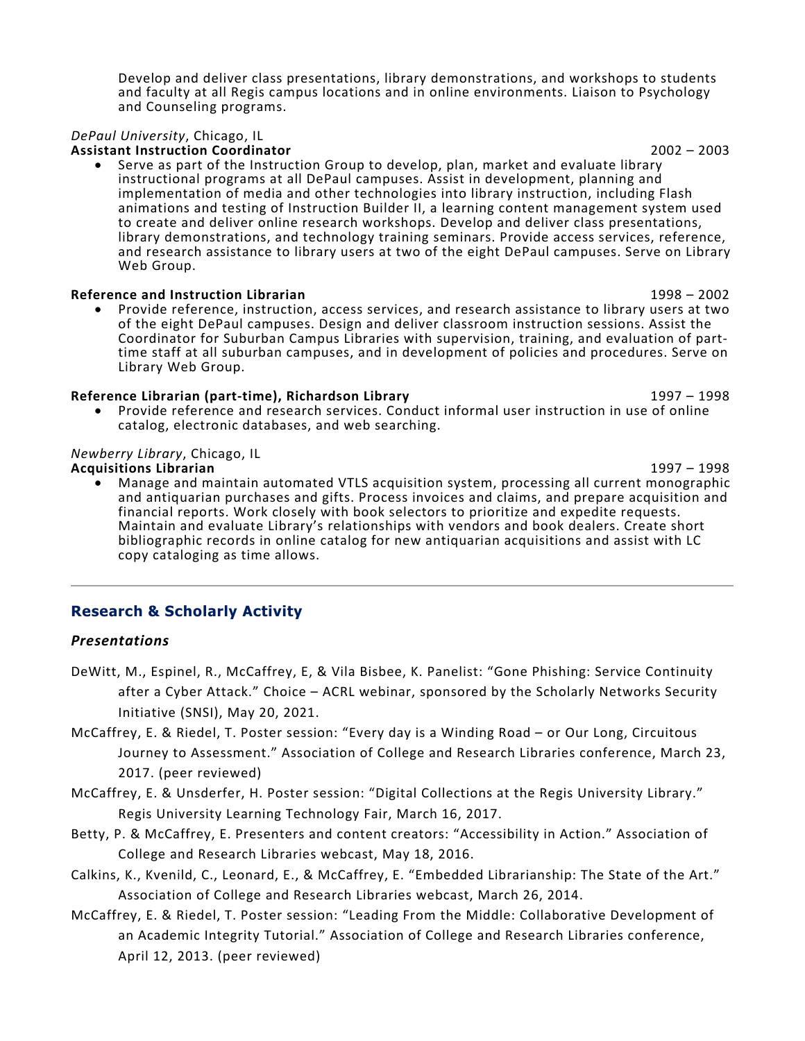Develop and deliver class presentations, library demonstrations, and workshops to students and faculty at all Regis campus locations and in online environments. Liaison to Psychology and Counseling programs.

*DePaul University*, Chicago, IL

**Assistant Instruction Coordinator** 2002 – 2003

- Serve as part of the Instruction Group to develop, plan, market and evaluate library instructional programs at all DePaul campuses. Assist in development, planning and implementation of media and other technologies into library instruction, including Flash animations and testing of Instruction Builder II, a learning content management system used to create and deliver online research workshops. Develop and deliver class presentations, library demonstrations, and technology training seminars. Provide access services, reference, and research assistance to library users at two of the eight DePaul campuses. Serve on Library Web Group.

**Reference and Instruction Librarian** 1998 – 2002

- Provide reference, instruction, access services, and research assistance to library users at two of the eight DePaul campuses. Design and deliver classroom instruction sessions. Assist the Coordinator for Suburban Campus Libraries with supervision, training, and evaluation of part-time staff at all suburban campuses, and in development of policies and procedures. Serve on Library Web Group.

**Reference Librarian (part-time), Richardson Library** 1997 – 1998

- Provide reference and research services. Conduct informal user instruction in use of online catalog, electronic databases, and web searching.

*Newberry Library*, Chicago, IL

**Acquisitions Librarian** 1997 – 1998

- Manage and maintain automated VTLS acquisition system, processing all current monographic and antiquarian purchases and gifts. Process invoices and claims, and prepare acquisition and financial reports. Work closely with book selectors to prioritize and expedite requests. Maintain and evaluate Library's relationships with vendors and book dealers. Create short bibliographic records in online catalog for new antiquarian acquisitions and assist with LC copy cataloging as time allows.

---

## Research & Scholarly Activity

### *Presentations*

DeWitt, M., Espinel, R., McCaffrey, E, & Vila Bisbee, K. Panelist: "Gone Phishing: Service Continuity after a Cyber Attack." Choice – ACRL webinar, sponsored by the Scholarly Networks Security Initiative (SNSI), May 20, 2021.

McCaffrey, E. & Riedel, T. Poster session: "Every day is a Winding Road – or Our Long, Circuitous Journey to Assessment." Association of College and Research Libraries conference, March 23, 2017. (peer reviewed)

McCaffrey, E. & Unsderfer, H. Poster session: "Digital Collections at the Regis University Library." Regis University Learning Technology Fair, March 16, 2017.

Betty, P. & McCaffrey, E. Presenters and content creators: "Accessibility in Action." Association of College and Research Libraries webcast, May 18, 2016.

Calkins, K., Kvenild, C., Leonard, E., & McCaffrey, E. "Embedded Librarianship: The State of the Art." Association of College and Research Libraries webcast, March 26, 2014.

McCaffrey, E. & Riedel, T. Poster session: "Leading From the Middle: Collaborative Development of an Academic Integrity Tutorial." Association of College and Research Libraries conference, April 12, 2013. (peer reviewed)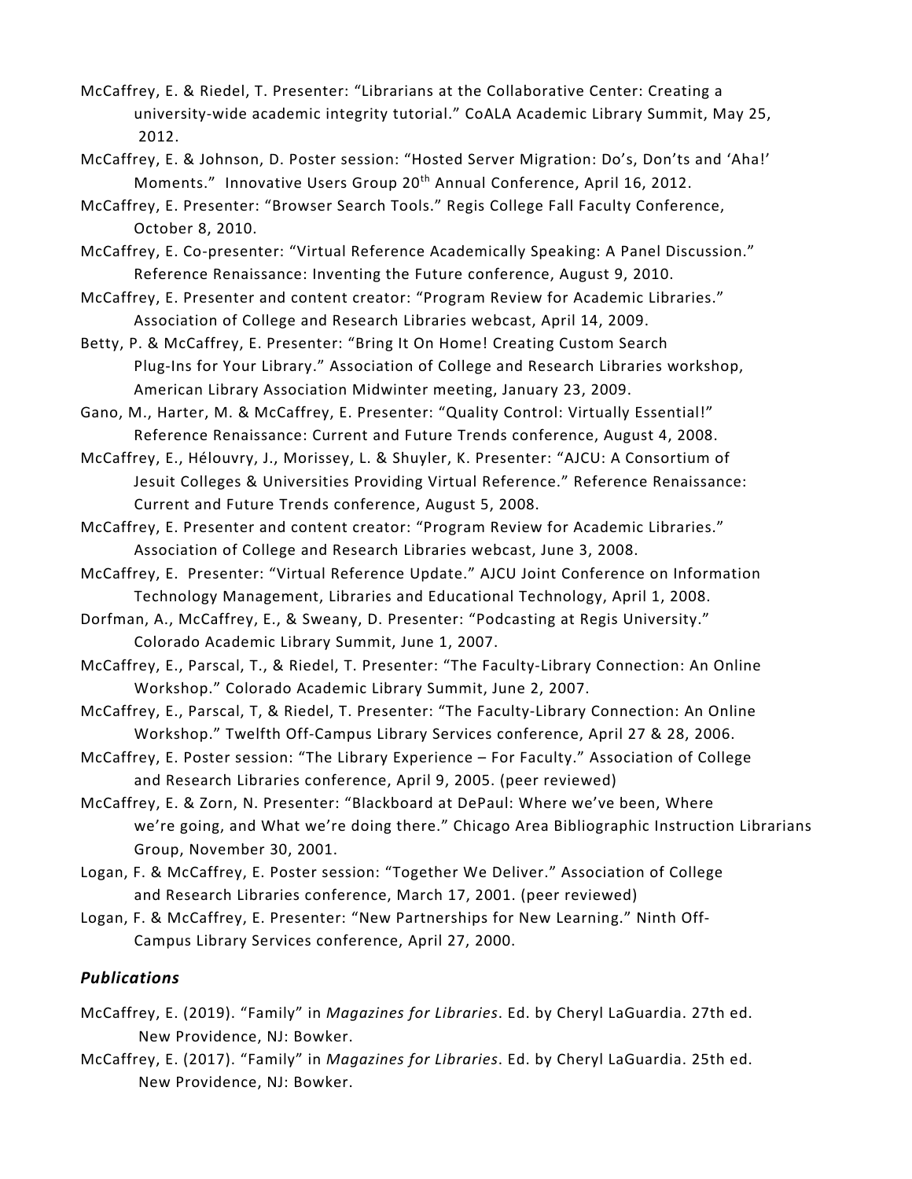McCaffrey, E. & Riedel, T. Presenter: "Librarians at the Collaborative Center: Creating a university-wide academic integrity tutorial." CoALA Academic Library Summit, May 25, 2012.

McCaffrey, E. & Johnson, D. Poster session: "Hosted Server Migration: Do's, Don'ts and 'Aha!' Moments." Innovative Users Group 20th Annual Conference, April 16, 2012.

McCaffrey, E. Presenter: "Browser Search Tools." Regis College Fall Faculty Conference, October 8, 2010.

McCaffrey, E. Co-presenter: "Virtual Reference Academically Speaking: A Panel Discussion." Reference Renaissance: Inventing the Future conference, August 9, 2010.

McCaffrey, E. Presenter and content creator: "Program Review for Academic Libraries." Association of College and Research Libraries webcast, April 14, 2009.

Betty, P. & McCaffrey, E. Presenter: "Bring It On Home! Creating Custom Search Plug-Ins for Your Library." Association of College and Research Libraries workshop, American Library Association Midwinter meeting, January 23, 2009.

Gano, M., Harter, M. & McCaffrey, E. Presenter: "Quality Control: Virtually Essential!" Reference Renaissance: Current and Future Trends conference, August 4, 2008.

McCaffrey, E., Hélouvry, J., Morissey, L. & Shuyler, K. Presenter: "AJCU: A Consortium of Jesuit Colleges & Universities Providing Virtual Reference." Reference Renaissance: Current and Future Trends conference, August 5, 2008.

McCaffrey, E. Presenter and content creator: "Program Review for Academic Libraries." Association of College and Research Libraries webcast, June 3, 2008.

McCaffrey, E. Presenter: "Virtual Reference Update." AJCU Joint Conference on Information Technology Management, Libraries and Educational Technology, April 1, 2008.

Dorfman, A., McCaffrey, E., & Sweany, D. Presenter: "Podcasting at Regis University." Colorado Academic Library Summit, June 1, 2007.

McCaffrey, E., Parscal, T., & Riedel, T. Presenter: "The Faculty-Library Connection: An Online Workshop." Colorado Academic Library Summit, June 2, 2007.

McCaffrey, E., Parscal, T, & Riedel, T. Presenter: "The Faculty-Library Connection: An Online Workshop." Twelfth Off-Campus Library Services conference, April 27 & 28, 2006.

McCaffrey, E. Poster session: "The Library Experience – For Faculty." Association of College and Research Libraries conference, April 9, 2005. (peer reviewed)

McCaffrey, E. & Zorn, N. Presenter: "Blackboard at DePaul: Where we've been, Where we're going, and What we're doing there." Chicago Area Bibliographic Instruction Librarians Group, November 30, 2001.

Logan, F. & McCaffrey, E. Poster session: "Together We Deliver." Association of College and Research Libraries conference, March 17, 2001. (peer reviewed)

Logan, F. & McCaffrey, E. Presenter: "New Partnerships for New Learning." Ninth Off-Campus Library Services conference, April 27, 2000.

### *Publications*

McCaffrey, E. (2019). "Family" in *Magazines for Libraries*. Ed. by Cheryl LaGuardia. 27th ed. New Providence, NJ: Bowker.

McCaffrey, E. (2017). "Family" in *Magazines for Libraries*. Ed. by Cheryl LaGuardia. 25th ed. New Providence, NJ: Bowker.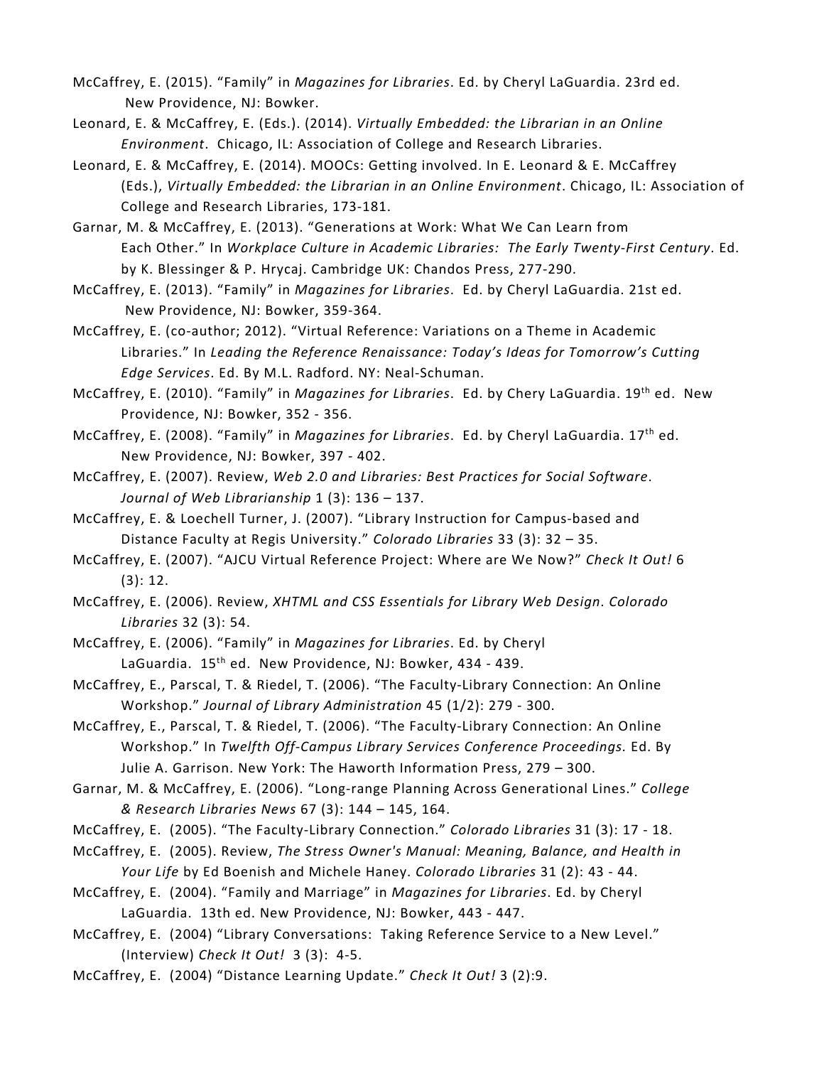McCaffrey, E. (2015). “Family” in *Magazines for Libraries*. Ed. by Cheryl LaGuardia. 23rd ed. New Providence, NJ: Bowker.

Leonard, E. & McCaffrey, E. (Eds.). (2014). *Virtually Embedded: the Librarian in an Online Environment*. Chicago, IL: Association of College and Research Libraries.

Leonard, E. & McCaffrey, E. (2014). MOOCs: Getting involved. In E. Leonard & E. McCaffrey (Eds.), *Virtually Embedded: the Librarian in an Online Environment*. Chicago, IL: Association of College and Research Libraries, 173-181.

Garnar, M. & McCaffrey, E. (2013). “Generations at Work: What We Can Learn from Each Other.” In *Workplace Culture in Academic Libraries: The Early Twenty-First Century*. Ed. by K. Blessinger & P. Hrycaj. Cambridge UK: Chandos Press, 277-290.

McCaffrey, E. (2013). “Family” in *Magazines for Libraries*. Ed. by Cheryl LaGuardia. 21st ed. New Providence, NJ: Bowker, 359-364.

McCaffrey, E. (co-author; 2012). “Virtual Reference: Variations on a Theme in Academic Libraries.” In *Leading the Reference Renaissance: Today’s Ideas for Tomorrow’s Cutting Edge Services*. Ed. By M.L. Radford. NY: Neal-Schuman.

McCaffrey, E. (2010). “Family” in *Magazines for Libraries*. Ed. by Chery LaGuardia. 19th ed. New Providence, NJ: Bowker, 352 - 356.

McCaffrey, E. (2008). “Family” in *Magazines for Libraries*. Ed. by Cheryl LaGuardia. 17th ed. New Providence, NJ: Bowker, 397 - 402.

McCaffrey, E. (2007). Review, *Web 2.0 and Libraries: Best Practices for Social Software*. *Journal of Web Librarianship* 1 (3): 136 – 137.

McCaffrey, E. & Loechell Turner, J. (2007). “Library Instruction for Campus-based and Distance Faculty at Regis University.” *Colorado Libraries* 33 (3): 32 – 35.

McCaffrey, E. (2007). “AJCU Virtual Reference Project: Where are We Now?” *Check It Out!* 6 (3): 12.

McCaffrey, E. (2006). Review, *XHTML and CSS Essentials for Library Web Design*. *Colorado Libraries* 32 (3): 54.

McCaffrey, E. (2006). “Family” in *Magazines for Libraries*. Ed. by Cheryl LaGuardia. 15th ed. New Providence, NJ: Bowker, 434 - 439.

McCaffrey, E., Parscal, T. & Riedel, T. (2006). “The Faculty-Library Connection: An Online Workshop.” *Journal of Library Administration* 45 (1/2): 279 - 300.

McCaffrey, E., Parscal, T. & Riedel, T. (2006). “The Faculty-Library Connection: An Online Workshop.” In *Twelfth Off-Campus Library Services Conference Proceedings.* Ed. By Julie A. Garrison. New York: The Haworth Information Press, 279 – 300.

Garnar, M. & McCaffrey, E. (2006). “Long-range Planning Across Generational Lines.” *College & Research Libraries News* 67 (3): 144 – 145, 164.

McCaffrey, E. (2005). “The Faculty-Library Connection.” *Colorado Libraries* 31 (3): 17 - 18.

McCaffrey, E. (2005). Review, *The Stress Owner's Manual: Meaning, Balance, and Health in Your Life* by Ed Boenish and Michele Haney. *Colorado Libraries* 31 (2): 43 - 44.

McCaffrey, E. (2004). “Family and Marriage” in *Magazines for Libraries*. Ed. by Cheryl LaGuardia. 13th ed. New Providence, NJ: Bowker, 443 - 447.

McCaffrey, E. (2004) “Library Conversations: Taking Reference Service to a New Level.” (Interview) *Check It Out!* 3 (3): 4-5.

McCaffrey, E. (2004) “Distance Learning Update.” *Check It Out!* 3 (2):9.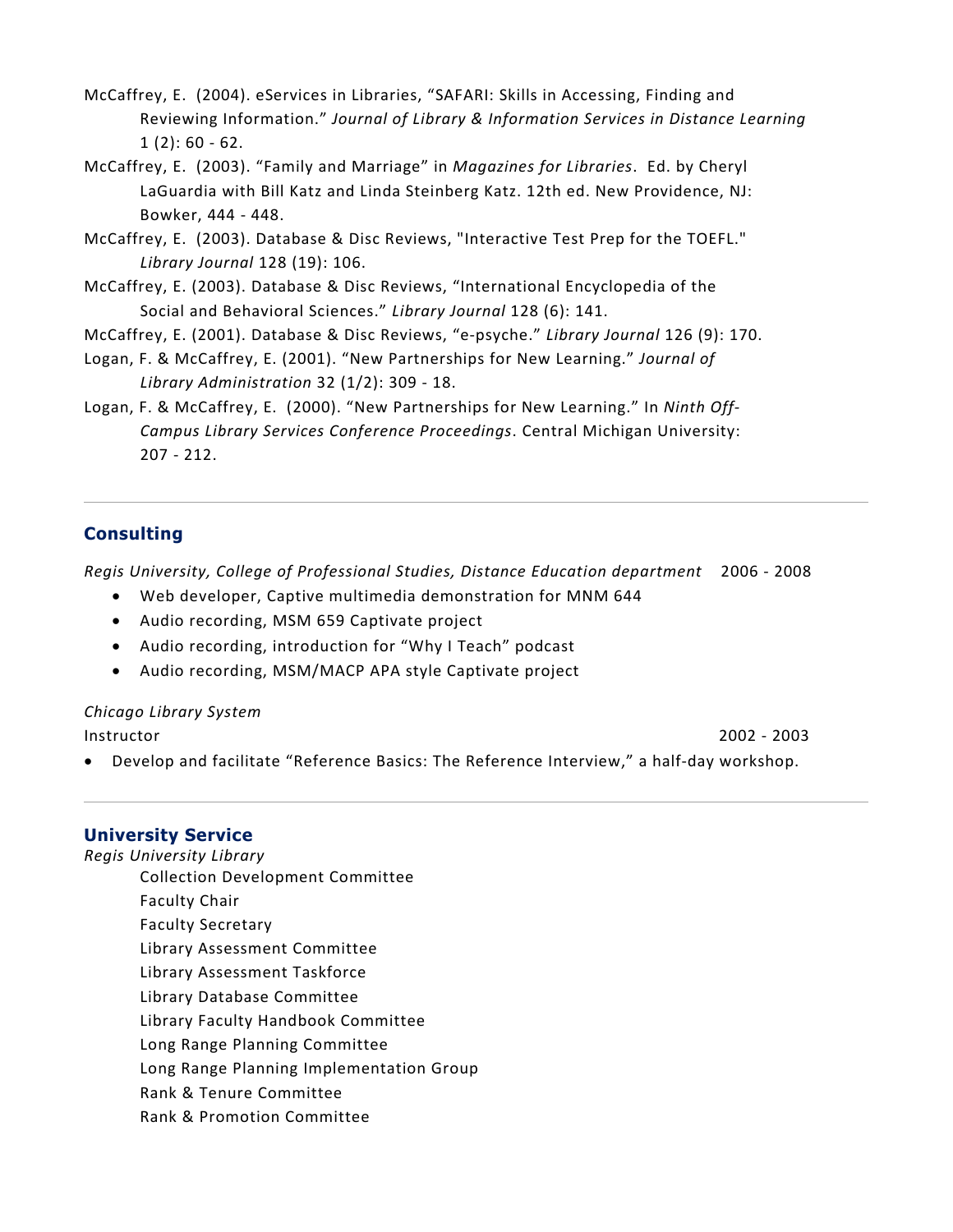McCaffrey, E. (2004). eServices in Libraries, "SAFARI: Skills in Accessing, Finding and Reviewing Information." *Journal of Library & Information Services in Distance Learning* 1 (2): 60 - 62.

McCaffrey, E. (2003). "Family and Marriage" in *Magazines for Libraries*. Ed. by Cheryl LaGuardia with Bill Katz and Linda Steinberg Katz. 12th ed. New Providence, NJ: Bowker, 444 - 448.

McCaffrey, E. (2003). Database & Disc Reviews, "Interactive Test Prep for the TOEFL." *Library Journal* 128 (19): 106.

McCaffrey, E. (2003). Database & Disc Reviews, "International Encyclopedia of the Social and Behavioral Sciences." *Library Journal* 128 (6): 141.

McCaffrey, E. (2001). Database & Disc Reviews, "e-psyche." *Library Journal* 126 (9): 170.

Logan, F. & McCaffrey, E. (2001). "New Partnerships for New Learning." *Journal of Library Administration* 32 (1/2): 309 - 18.

Logan, F. & McCaffrey, E. (2000). "New Partnerships for New Learning." In *Ninth Off-Campus Library Services Conference Proceedings*. Central Michigan University: 207 - 212.

---

## Consulting

*Regis University, College of Professional Studies, Distance Education department* 2006 - 2008

- Web developer, Captive multimedia demonstration for MNM 644
- Audio recording, MSM 659 Captivate project
- Audio recording, introduction for "Why I Teach" podcast
- Audio recording, MSM/MACP APA style Captivate project

*Chicago Library System*

Instructor 2002 - 2003

- Develop and facilitate "Reference Basics: The Reference Interview," a half-day workshop.

---

## University Service

*Regis University Library*

- Collection Development Committee
- Faculty Chair
- Faculty Secretary
- Library Assessment Committee
- Library Assessment Taskforce
- Library Database Committee
- Library Faculty Handbook Committee
- Long Range Planning Committee
- Long Range Planning Implementation Group
- Rank & Tenure Committee
- Rank & Promotion Committee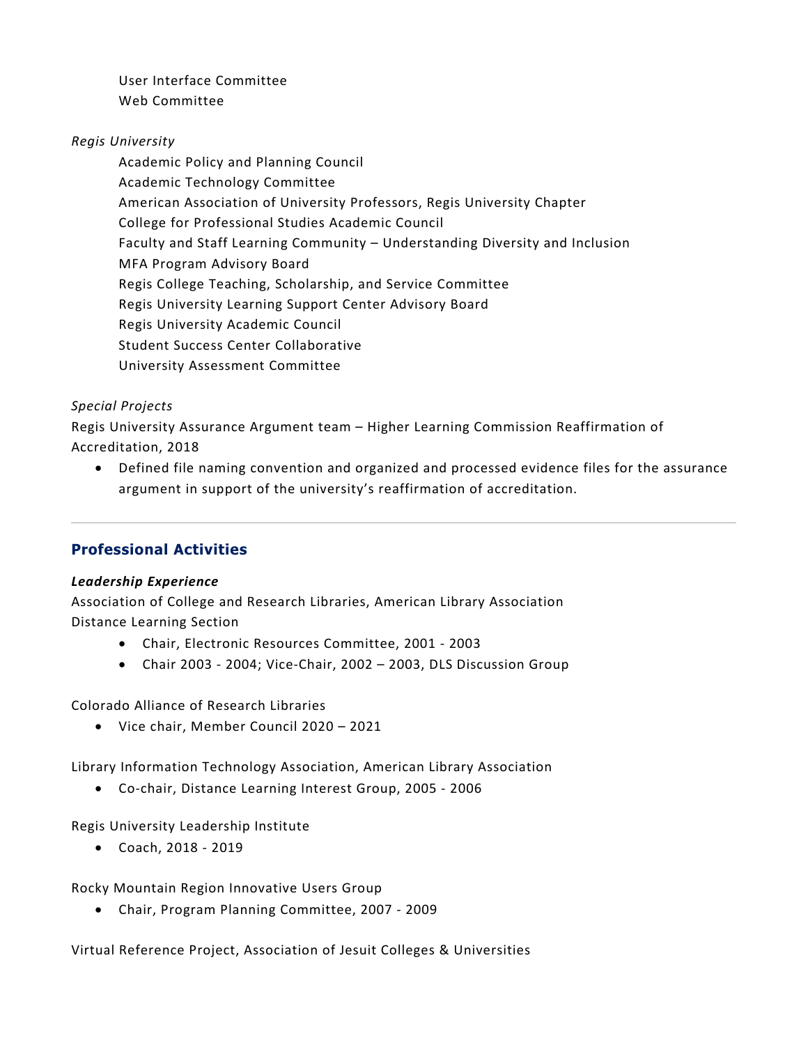User Interface Committee
Web Committee

*Regis University*

Academic Policy and Planning Council
Academic Technology Committee
American Association of University Professors, Regis University Chapter
College for Professional Studies Academic Council
Faculty and Staff Learning Community – Understanding Diversity and Inclusion
MFA Program Advisory Board
Regis College Teaching, Scholarship, and Service Committee
Regis University Learning Support Center Advisory Board
Regis University Academic Council
Student Success Center Collaborative
University Assessment Committee

*Special Projects*

Regis University Assurance Argument team – Higher Learning Commission Reaffirmation of Accreditation, 2018

- Defined file naming convention and organized and processed evidence files for the assurance argument in support of the university's reaffirmation of accreditation.

---

## Professional Activities

***Leadership Experience***

Association of College and Research Libraries, American Library Association
Distance Learning Section

- Chair, Electronic Resources Committee, 2001 - 2003
- Chair 2003 - 2004; Vice-Chair, 2002 – 2003, DLS Discussion Group

Colorado Alliance of Research Libraries

- Vice chair, Member Council 2020 – 2021

Library Information Technology Association, American Library Association

- Co-chair, Distance Learning Interest Group, 2005 - 2006

Regis University Leadership Institute

- Coach, 2018 - 2019

Rocky Mountain Region Innovative Users Group

- Chair, Program Planning Committee, 2007 - 2009

Virtual Reference Project, Association of Jesuit Colleges & Universities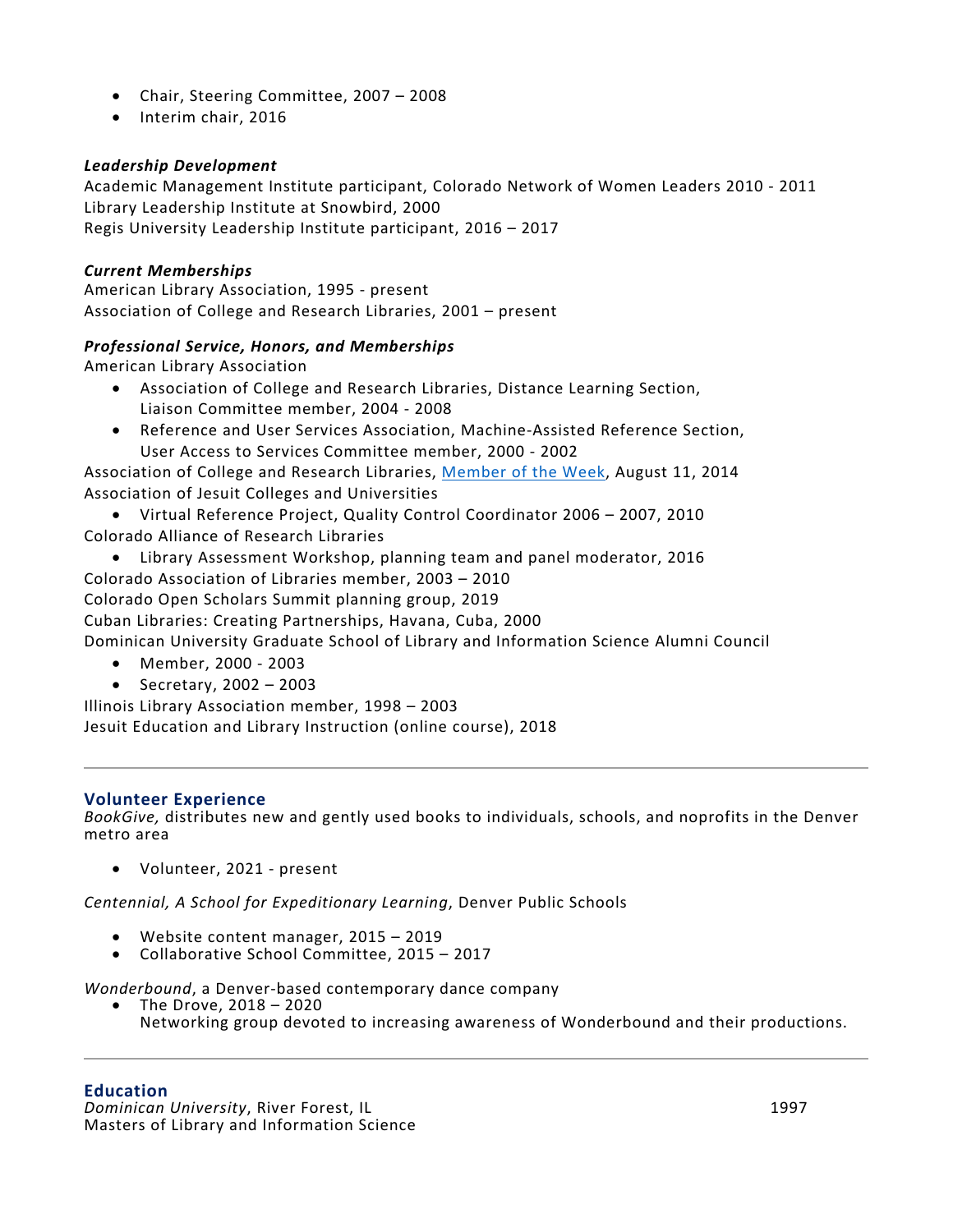- Chair, Steering Committee, 2007 – 2008
- Interim chair, 2016

***Leadership Development***

Academic Management Institute participant, Colorado Network of Women Leaders 2010 - 2011
Library Leadership Institute at Snowbird, 2000
Regis University Leadership Institute participant, 2016 – 2017

***Current Memberships***

American Library Association, 1995 - present
Association of College and Research Libraries, 2001 – present

***Professional Service, Honors, and Memberships***

American Library Association

- Association of College and Research Libraries, Distance Learning Section, Liaison Committee member, 2004 - 2008
- Reference and User Services Association, Machine-Assisted Reference Section, User Access to Services Committee member, 2000 - 2002

Association of College and Research Libraries, Member of the Week, August 11, 2014
Association of Jesuit Colleges and Universities

- Virtual Reference Project, Quality Control Coordinator 2006 – 2007, 2010

Colorado Alliance of Research Libraries

- Library Assessment Workshop, planning team and panel moderator, 2016

Colorado Association of Libraries member, 2003 – 2010
Colorado Open Scholars Summit planning group, 2019
Cuban Libraries: Creating Partnerships, Havana, Cuba, 2000
Dominican University Graduate School of Library and Information Science Alumni Council

- Member, 2000 - 2003
- Secretary, 2002 – 2003

Illinois Library Association member, 1998 – 2003
Jesuit Education and Library Instruction (online course), 2018

---

## Volunteer Experience

*BookGive,* distributes new and gently used books to individuals, schools, and noprofits in the Denver metro area

- Volunteer, 2021 - present

*Centennial, A School for Expeditionary Learning*, Denver Public Schools

- Website content manager, 2015 – 2019
- Collaborative School Committee, 2015 – 2017

*Wonderbound*, a Denver-based contemporary dance company

- The Drove, 2018 – 2020
  Networking group devoted to increasing awareness of Wonderbound and their productions.

---

## Education

*Dominican University*, River Forest, IL — 1997
Masters of Library and Information Science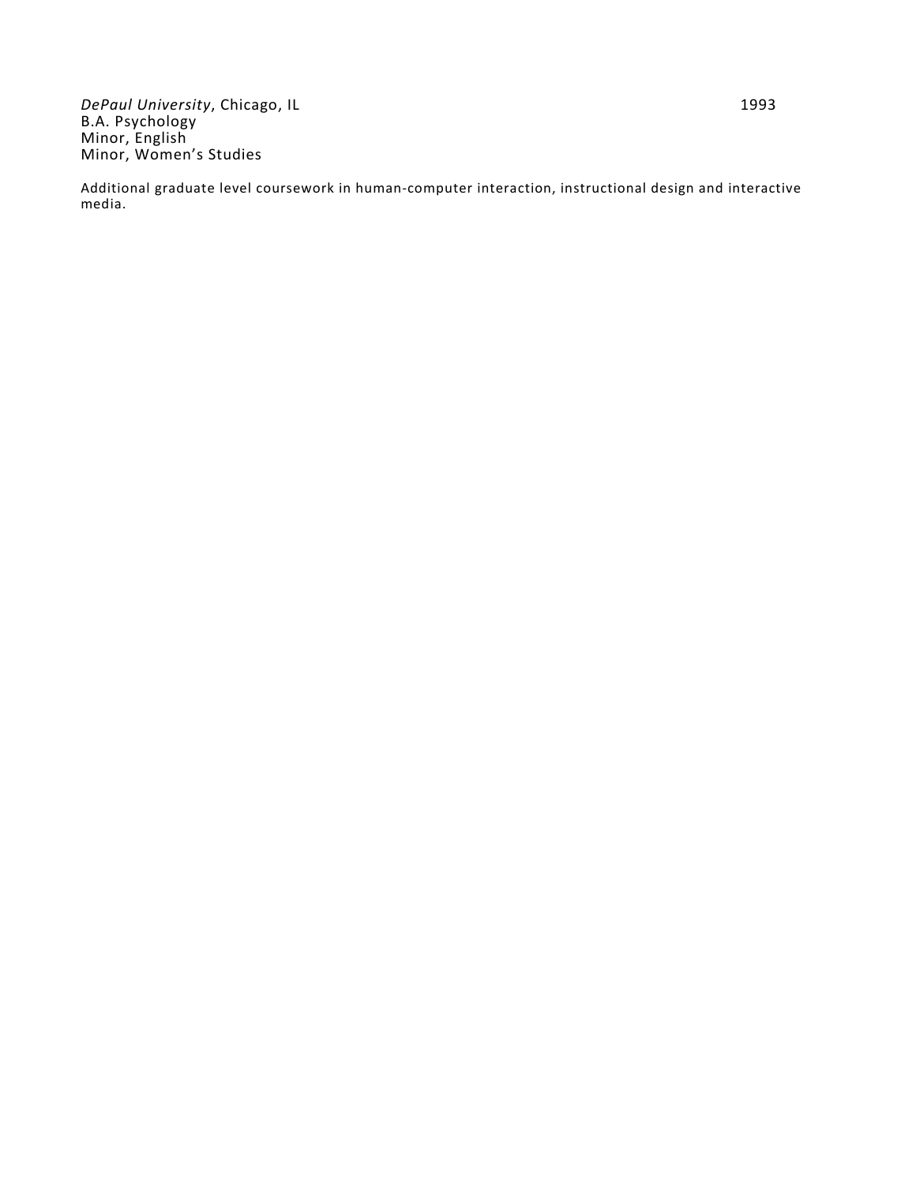*DePaul University*, Chicago, IL 1993
B.A. Psychology
Minor, English
Minor, Women's Studies

Additional graduate level coursework in human-computer interaction, instructional design and interactive media.